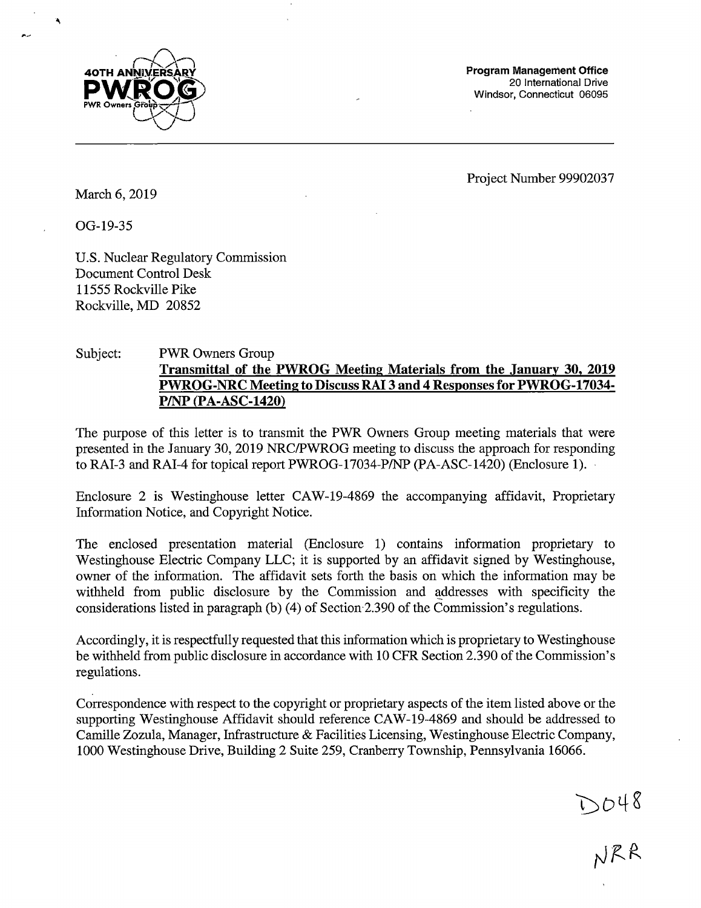40TH ANNIVERSARY
PWROG
PWR Owners Group

**Program Management Office**
20 International Drive
Windsor, Connecticut 06095

Project Number 99902037

March 6, 2019

OG-19-35

U.S. Nuclear Regulatory Commission
Document Control Desk
11555 Rockville Pike
Rockville, MD 20852

Subject: PWR Owners Group
**Transmittal of the PWROG Meeting Materials from the January 30, 2019 PWROG-NRC Meeting to Discuss RAI 3 and 4 Responses for PWROG-17034-P/NP (PA-ASC-1420)**

The purpose of this letter is to transmit the PWR Owners Group meeting materials that were presented in the January 30, 2019 NRC/PWROG meeting to discuss the approach for responding to RAI-3 and RAI-4 for topical report PWROG-17034-P/NP (PA-ASC-1420) (Enclosure 1).

Enclosure 2 is Westinghouse letter CAW-19-4869 the accompanying affidavit, Proprietary Information Notice, and Copyright Notice.

The enclosed presentation material (Enclosure 1) contains information proprietary to Westinghouse Electric Company LLC; it is supported by an affidavit signed by Westinghouse, owner of the information. The affidavit sets forth the basis on which the information may be withheld from public disclosure by the Commission and addresses with specificity the considerations listed in paragraph (b) (4) of Section 2.390 of the Commission's regulations.

Accordingly, it is respectfully requested that this information which is proprietary to Westinghouse be withheld from public disclosure in accordance with 10 CFR Section 2.390 of the Commission's regulations.

Correspondence with respect to the copyright or proprietary aspects of the item listed above or the supporting Westinghouse Affidavit should reference CAW-19-4869 and should be addressed to Camille Zozula, Manager, Infrastructure & Facilities Licensing, Westinghouse Electric Company, 1000 Westinghouse Drive, Building 2 Suite 259, Cranberry Township, Pennsylvania 16066.

D048
NRR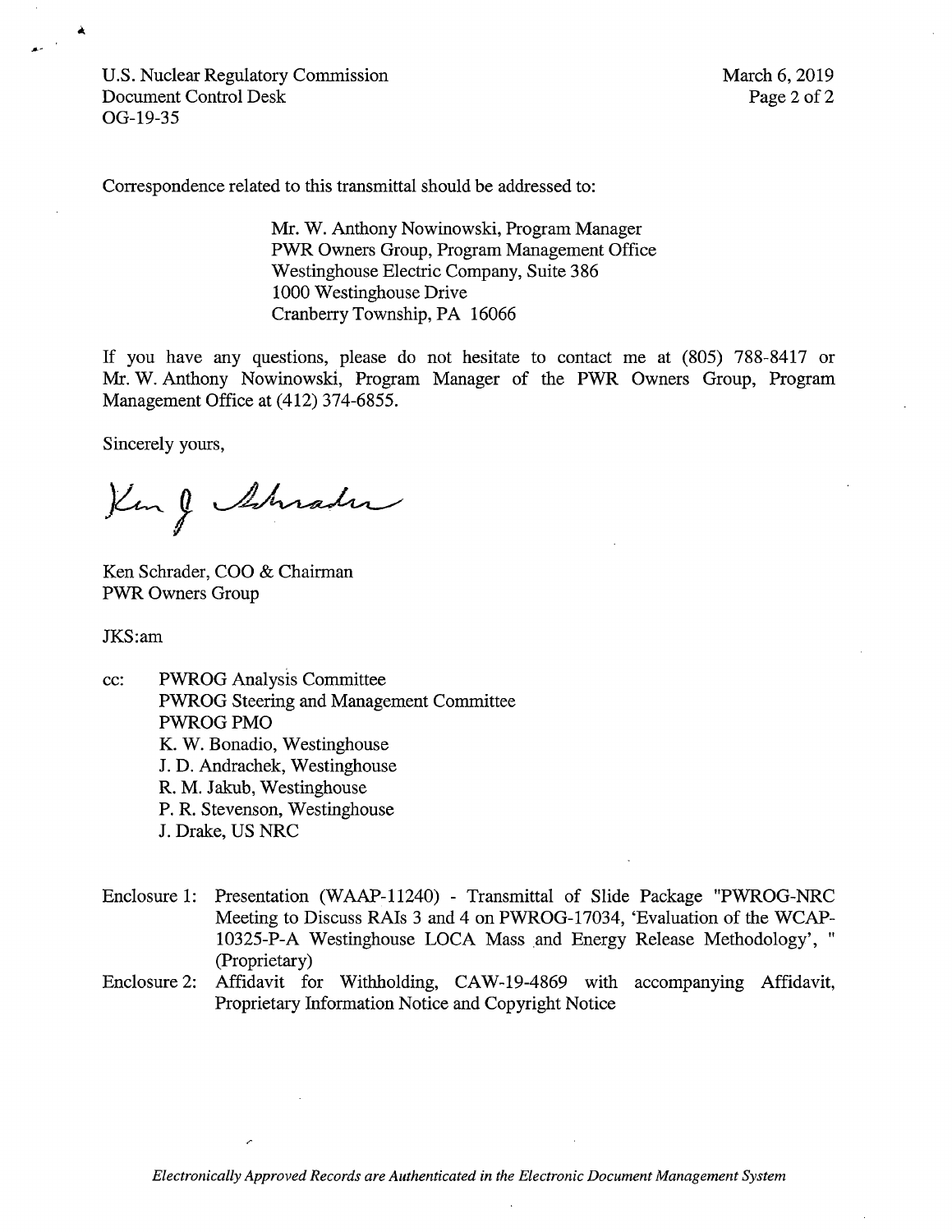U.S. Nuclear Regulatory Commission
Document Control Desk
OG-19-35

March 6, 2019

Correspondence related to this transmittal should be addressed to:

> Mr. W. Anthony Nowinowski, Program Manager
> PWR Owners Group, Program Management Office
> Westinghouse Electric Company, Suite 386
> 1000 Westinghouse Drive
> Cranberry Township, PA 16066

If you have any questions, please do not hesitate to contact me at (805) 788-8417 or Mr. W. Anthony Nowinowski, Program Manager of the PWR Owners Group, Program Management Office at (412) 374-6855.

Sincerely yours,

Ken J Schrader

Ken Schrader, COO & Chairman
PWR Owners Group

JKS:am

cc: PWROG Analysis Committee
PWROG Steering and Management Committee
PWROG PMO
K. W. Bonadio, Westinghouse
J. D. Andrachek, Westinghouse
R. M. Jakub, Westinghouse
P. R. Stevenson, Westinghouse
J. Drake, US NRC

Enclosure 1: Presentation (WAAP-11240) - Transmittal of Slide Package "PWROG-NRC Meeting to Discuss RAIs 3 and 4 on PWROG-17034, 'Evaluation of the WCAP-10325-P-A Westinghouse LOCA Mass and Energy Release Methodology', " (Proprietary)

Enclosure 2: Affidavit for Withholding, CAW-19-4869 with accompanying Affidavit, Proprietary Information Notice and Copyright Notice

*Electronically Approved Records are Authenticated in the Electronic Document Management System*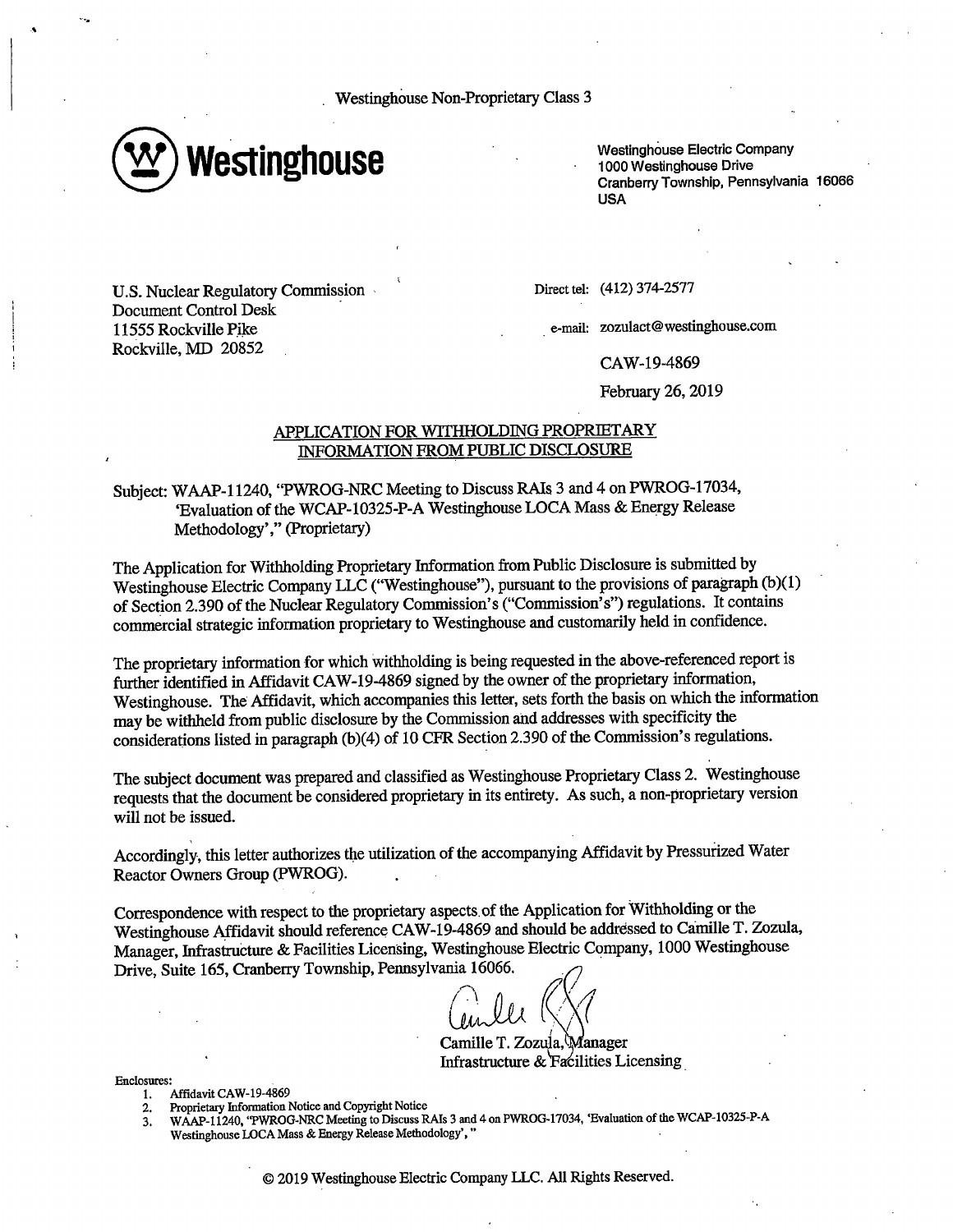Westinghouse Non-Proprietary Class 3

**Westinghouse**

Westinghouse Electric Company
1000 Westinghouse Drive
Cranberry Township, Pennsylvania 16066
USA

U.S. Nuclear Regulatory Commission
Document Control Desk
11555 Rockville Pike
Rockville, MD 20852

Direct tel: (412) 374-2577

e-mail: zozulact@westinghouse.com

CAW-19-4869

February 26, 2019

## APPLICATION FOR WITHHOLDING PROPRIETARY INFORMATION FROM PUBLIC DISCLOSURE

Subject: WAAP-11240, "PWROG-NRC Meeting to Discuss RAIs 3 and 4 on PWROG-17034, 'Evaluation of the WCAP-10325-P-A Westinghouse LOCA Mass & Energy Release Methodology'," (Proprietary)

The Application for Withholding Proprietary Information from Public Disclosure is submitted by Westinghouse Electric Company LLC ("Westinghouse"), pursuant to the provisions of paragraph (b)(1) of Section 2.390 of the Nuclear Regulatory Commission's ("Commission's") regulations. It contains commercial strategic information proprietary to Westinghouse and customarily held in confidence.

The proprietary information for which withholding is being requested in the above-referenced report is further identified in Affidavit CAW-19-4869 signed by the owner of the proprietary information, Westinghouse. The Affidavit, which accompanies this letter, sets forth the basis on which the information may be withheld from public disclosure by the Commission and addresses with specificity the considerations listed in paragraph (b)(4) of 10 CFR Section 2.390 of the Commission's regulations.

The subject document was prepared and classified as Westinghouse Proprietary Class 2. Westinghouse requests that the document be considered proprietary in its entirety. As such, a non-proprietary version will not be issued.

Accordingly, this letter authorizes the utilization of the accompanying Affidavit by Pressurized Water Reactor Owners Group (PWROG).

Correspondence with respect to the proprietary aspects of the Application for Withholding or the Westinghouse Affidavit should reference CAW-19-4869 and should be addressed to Camille T. Zozula, Manager, Infrastructure & Facilities Licensing, Westinghouse Electric Company, 1000 Westinghouse Drive, Suite 165, Cranberry Township, Pennsylvania 16066.

Camille T. Zozula, Manager
Infrastructure & Facilities Licensing

Enclosures:
1. Affidavit CAW-19-4869
2. Proprietary Information Notice and Copyright Notice
3. WAAP-11240, "PWROG-NRC Meeting to Discuss RAIs 3 and 4 on PWROG-17034, 'Evaluation of the WCAP-10325-P-A Westinghouse LOCA Mass & Energy Release Methodology',"

© 2019 Westinghouse Electric Company LLC. All Rights Reserved.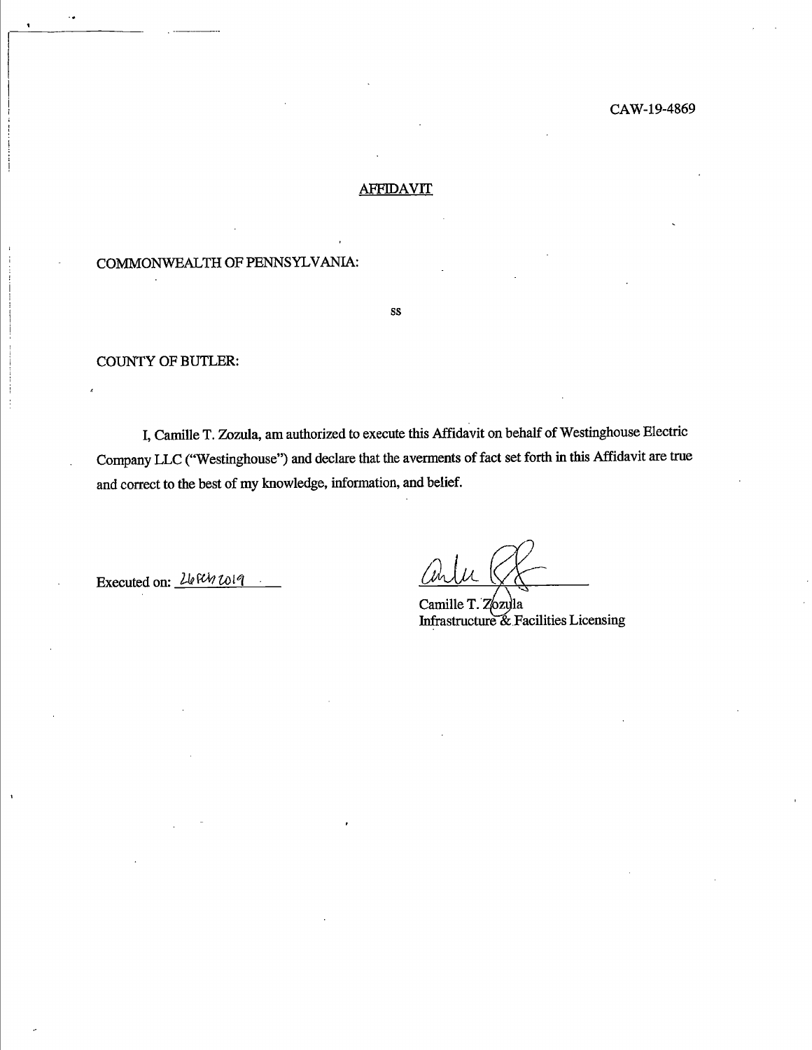CAW-19-4869

## AFFIDAVIT

COMMONWEALTH OF PENNSYLVANIA:

ss

COUNTY OF BUTLER:

I, Camille T. Zozula, am authorized to execute this Affidavit on behalf of Westinghouse Electric Company LLC ("Westinghouse") and declare that the averments of fact set forth in this Affidavit are true and correct to the best of my knowledge, information, and belief.

Executed on: 26 Feb 2019

Camille T. Zozula
Infrastructure & Facilities Licensing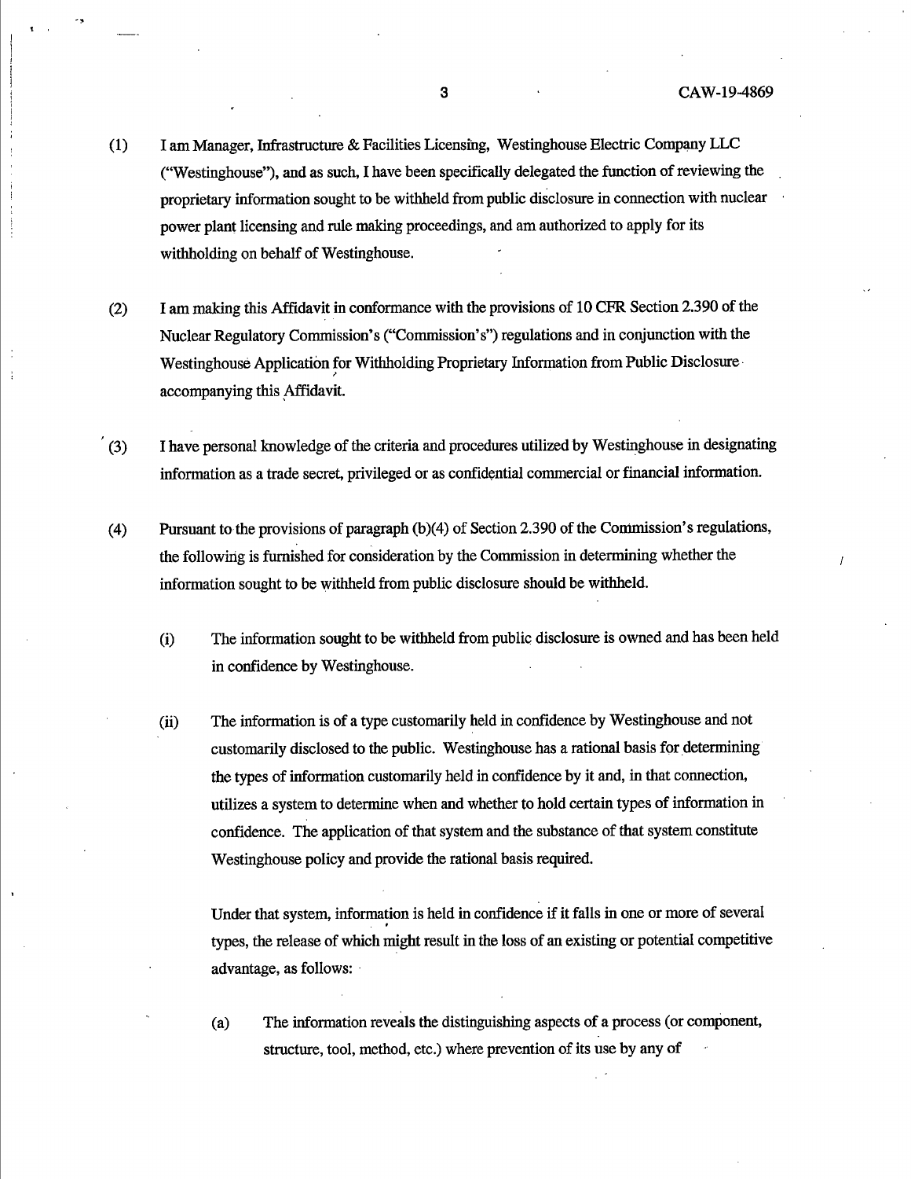(1) I am Manager, Infrastructure & Facilities Licensing, Westinghouse Electric Company LLC ("Westinghouse"), and as such, I have been specifically delegated the function of reviewing the proprietary information sought to be withheld from public disclosure in connection with nuclear power plant licensing and rule making proceedings, and am authorized to apply for its withholding on behalf of Westinghouse.

(2) I am making this Affidavit in conformance with the provisions of 10 CFR Section 2.390 of the Nuclear Regulatory Commission's ("Commission's") regulations and in conjunction with the Westinghouse Application for Withholding Proprietary Information from Public Disclosure accompanying this Affidavit.

(3) I have personal knowledge of the criteria and procedures utilized by Westinghouse in designating information as a trade secret, privileged or as confidential commercial or financial information.

(4) Pursuant to the provisions of paragraph (b)(4) of Section 2.390 of the Commission's regulations, the following is furnished for consideration by the Commission in determining whether the information sought to be withheld from public disclosure should be withheld.

   (i) The information sought to be withheld from public disclosure is owned and has been held in confidence by Westinghouse.

   (ii) The information is of a type customarily held in confidence by Westinghouse and not customarily disclosed to the public. Westinghouse has a rational basis for determining the types of information customarily held in confidence by it and, in that connection, utilizes a system to determine when and whether to hold certain types of information in confidence. The application of that system and the substance of that system constitute Westinghouse policy and provide the rational basis required.

   Under that system, information is held in confidence if it falls in one or more of several types, the release of which might result in the loss of an existing or potential competitive advantage, as follows:

      (a) The information reveals the distinguishing aspects of a process (or component, structure, tool, method, etc.) where prevention of its use by any of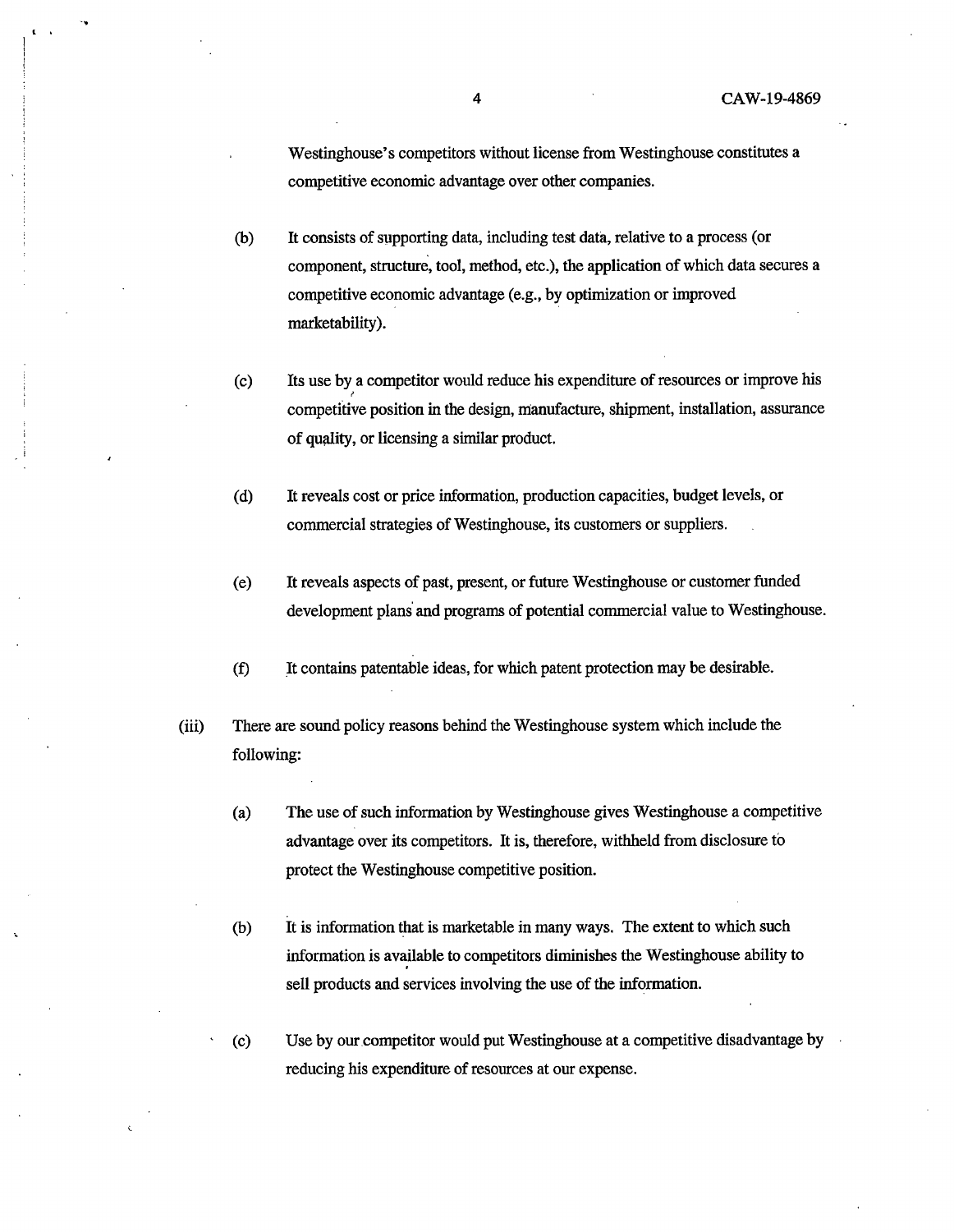Westinghouse's competitors without license from Westinghouse constitutes a competitive economic advantage over other companies.

(b) It consists of supporting data, including test data, relative to a process (or component, structure, tool, method, etc.), the application of which data secures a competitive economic advantage (e.g., by optimization or improved marketability).

(c) Its use by a competitor would reduce his expenditure of resources or improve his competitive position in the design, manufacture, shipment, installation, assurance of quality, or licensing a similar product.

(d) It reveals cost or price information, production capacities, budget levels, or commercial strategies of Westinghouse, its customers or suppliers.

(e) It reveals aspects of past, present, or future Westinghouse or customer funded development plans and programs of potential commercial value to Westinghouse.

(f) It contains patentable ideas, for which patent protection may be desirable.

(iii) There are sound policy reasons behind the Westinghouse system which include the following:

(a) The use of such information by Westinghouse gives Westinghouse a competitive advantage over its competitors. It is, therefore, withheld from disclosure to protect the Westinghouse competitive position.

(b) It is information that is marketable in many ways. The extent to which such information is available to competitors diminishes the Westinghouse ability to sell products and services involving the use of the information.

(c) Use by our competitor would put Westinghouse at a competitive disadvantage by reducing his expenditure of resources at our expense.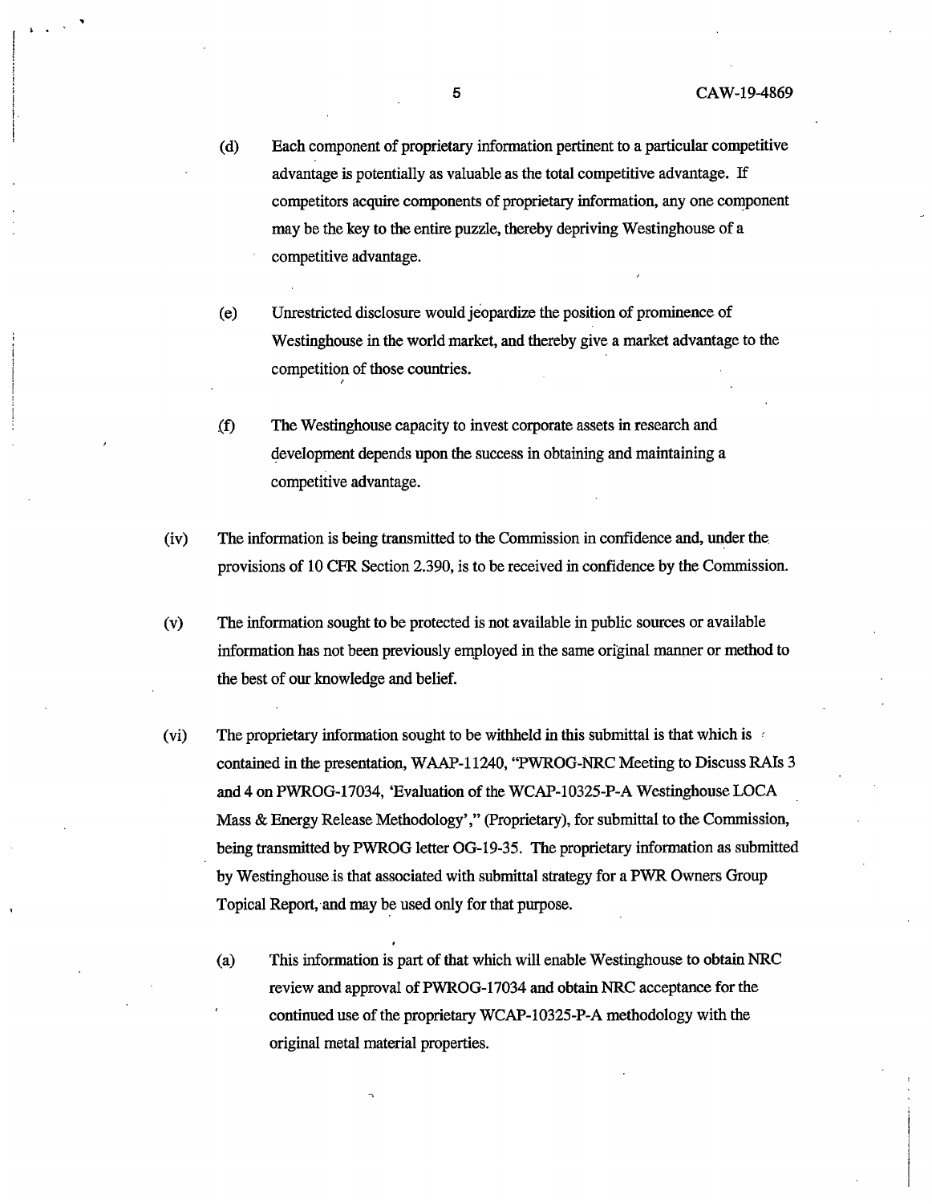(d) Each component of proprietary information pertinent to a particular competitive advantage is potentially as valuable as the total competitive advantage. If competitors acquire components of proprietary information, any one component may be the key to the entire puzzle, thereby depriving Westinghouse of a competitive advantage.

(e) Unrestricted disclosure would jeopardize the position of prominence of Westinghouse in the world market, and thereby give a market advantage to the competition of those countries.

(f) The Westinghouse capacity to invest corporate assets in research and development depends upon the success in obtaining and maintaining a competitive advantage.

(iv) The information is being transmitted to the Commission in confidence and, under the provisions of 10 CFR Section 2.390, is to be received in confidence by the Commission.

(v) The information sought to be protected is not available in public sources or available information has not been previously employed in the same original manner or method to the best of our knowledge and belief.

(vi) The proprietary information sought to be withheld in this submittal is that which is contained in the presentation, WAAP-11240, "PWROG-NRC Meeting to Discuss RAIs 3 and 4 on PWROG-17034, 'Evaluation of the WCAP-10325-P-A Westinghouse LOCA Mass & Energy Release Methodology'," (Proprietary), for submittal to the Commission, being transmitted by PWROG letter OG-19-35. The proprietary information as submitted by Westinghouse is that associated with submittal strategy for a PWR Owners Group Topical Report, and may be used only for that purpose.

(a) This information is part of that which will enable Westinghouse to obtain NRC review and approval of PWROG-17034 and obtain NRC acceptance for the continued use of the proprietary WCAP-10325-P-A methodology with the original metal material properties.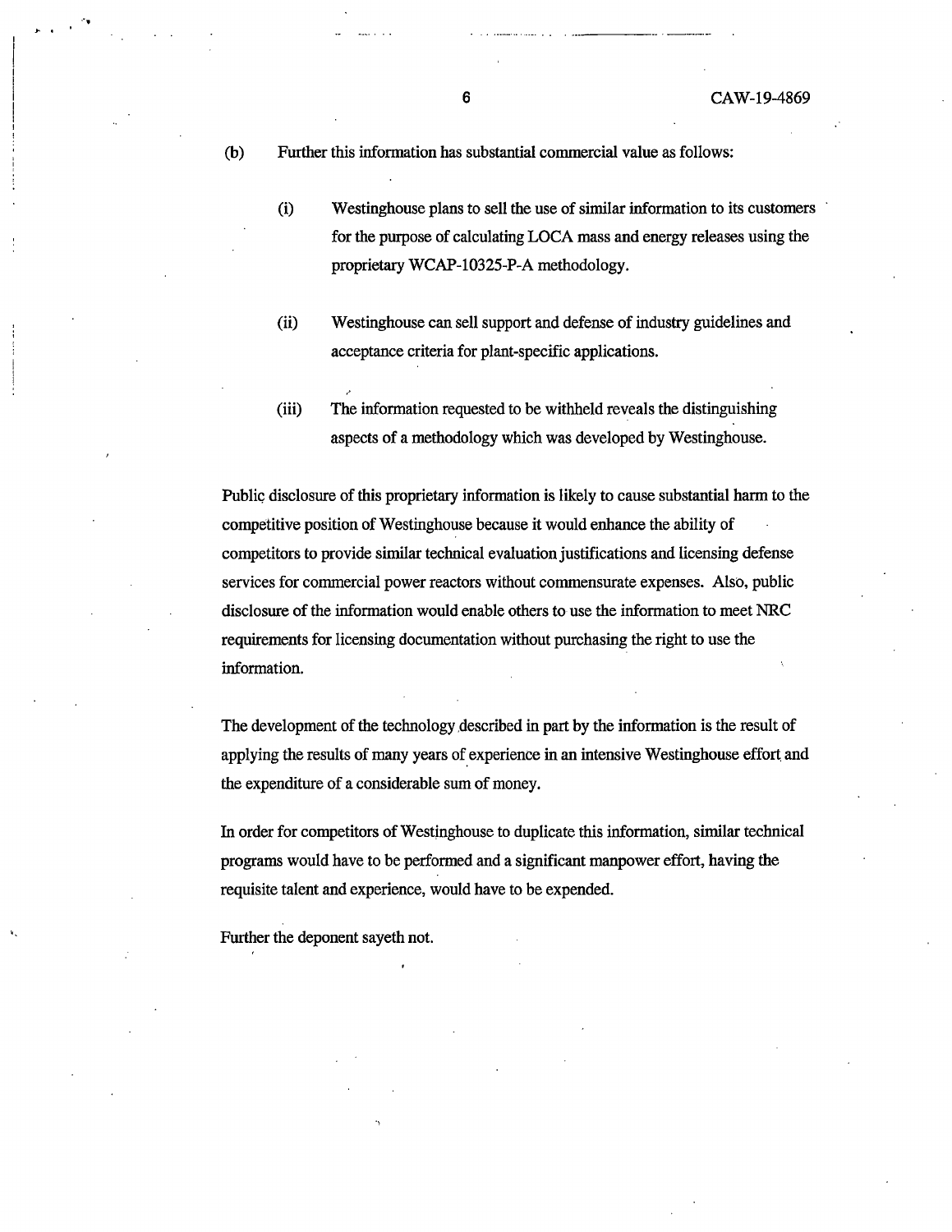(b) Further this information has substantial commercial value as follows:

   (i) Westinghouse plans to sell the use of similar information to its customers for the purpose of calculating LOCA mass and energy releases using the proprietary WCAP-10325-P-A methodology.

   (ii) Westinghouse can sell support and defense of industry guidelines and acceptance criteria for plant-specific applications.

   (iii) The information requested to be withheld reveals the distinguishing aspects of a methodology which was developed by Westinghouse.

Public disclosure of this proprietary information is likely to cause substantial harm to the competitive position of Westinghouse because it would enhance the ability of competitors to provide similar technical evaluation justifications and licensing defense services for commercial power reactors without commensurate expenses. Also, public disclosure of the information would enable others to use the information to meet NRC requirements for licensing documentation without purchasing the right to use the information.

The development of the technology described in part by the information is the result of applying the results of many years of experience in an intensive Westinghouse effort and the expenditure of a considerable sum of money.

In order for competitors of Westinghouse to duplicate this information, similar technical programs would have to be performed and a significant manpower effort, having the requisite talent and experience, would have to be expended.

Further the deponent sayeth not.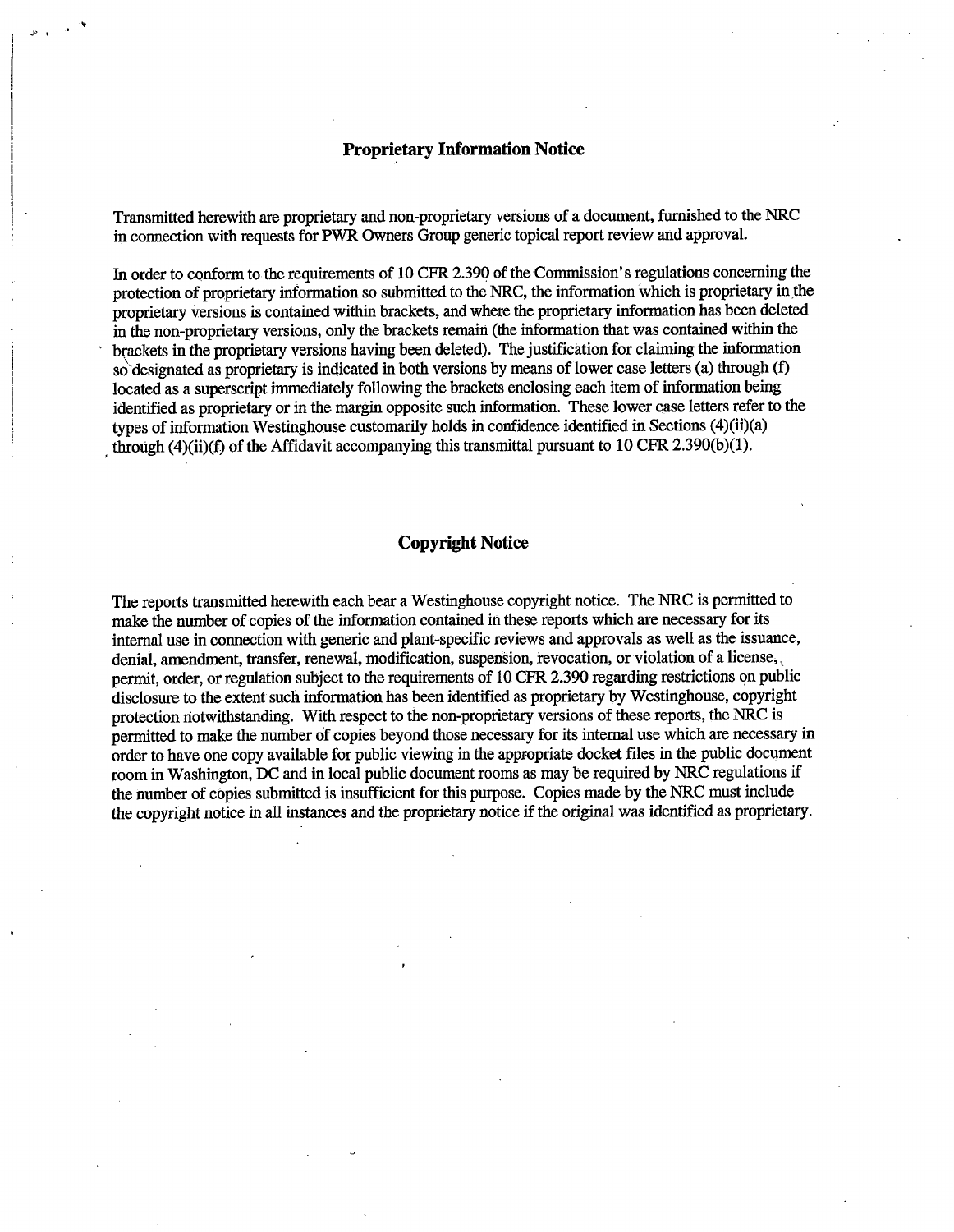## Proprietary Information Notice

Transmitted herewith are proprietary and non-proprietary versions of a document, furnished to the NRC in connection with requests for PWR Owners Group generic topical report review and approval.

In order to conform to the requirements of 10 CFR 2.390 of the Commission's regulations concerning the protection of proprietary information so submitted to the NRC, the information which is proprietary in the proprietary versions is contained within brackets, and where the proprietary information has been deleted in the non-proprietary versions, only the brackets remain (the information that was contained within the brackets in the proprietary versions having been deleted). The justification for claiming the information so designated as proprietary is indicated in both versions by means of lower case letters (a) through (f) located as a superscript immediately following the brackets enclosing each item of information being identified as proprietary or in the margin opposite such information. These lower case letters refer to the types of information Westinghouse customarily holds in confidence identified in Sections (4)(ii)(a) through (4)(ii)(f) of the Affidavit accompanying this transmittal pursuant to 10 CFR 2.390(b)(1).

## Copyright Notice

The reports transmitted herewith each bear a Westinghouse copyright notice. The NRC is permitted to make the number of copies of the information contained in these reports which are necessary for its internal use in connection with generic and plant-specific reviews and approvals as well as the issuance, denial, amendment, transfer, renewal, modification, suspension, revocation, or violation of a license, permit, order, or regulation subject to the requirements of 10 CFR 2.390 regarding restrictions on public disclosure to the extent such information has been identified as proprietary by Westinghouse, copyright protection notwithstanding. With respect to the non-proprietary versions of these reports, the NRC is permitted to make the number of copies beyond those necessary for its internal use which are necessary in order to have one copy available for public viewing in the appropriate docket files in the public document room in Washington, DC and in local public document rooms as may be required by NRC regulations if the number of copies submitted is insufficient for this purpose. Copies made by the NRC must include the copyright notice in all instances and the proprietary notice if the original was identified as proprietary.